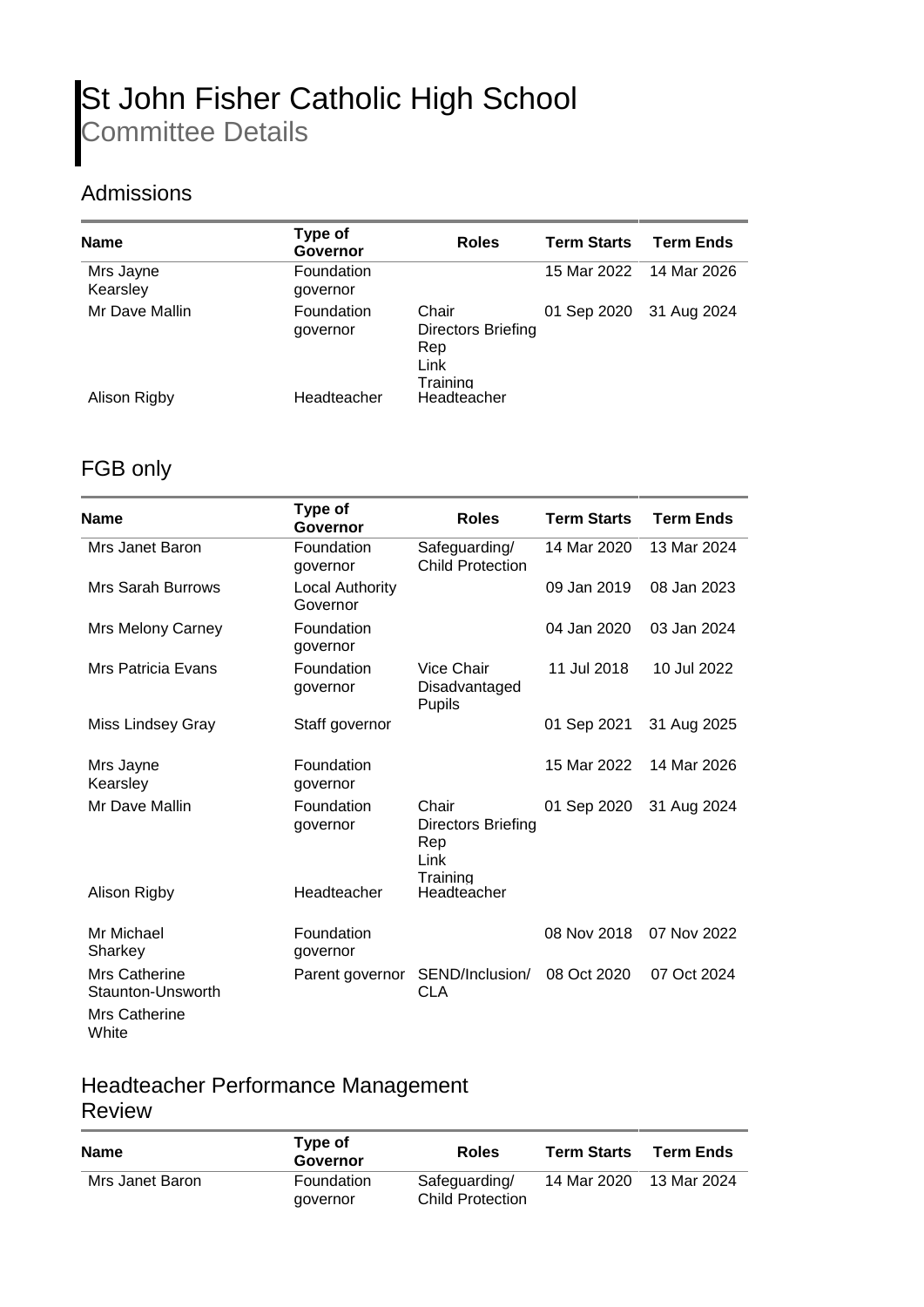# St John Fisher Catholic High School

Committee Details

## Admissions

| Name | Type of Governor | Roles | Term Starts | Term Ends |
|---|---|---|---|---|
| Mrs Jayne Kearsley | Foundation governor | | 15 Mar 2022 | 14 Mar 2026 |
| Mr Dave Mallin | Foundation governor | Chair<br>Directors Briefing Rep<br>Link<br>Training | 01 Sep 2020 | 31 Aug 2024 |
| Alison Rigby | Headteacher | Headteacher | | |

## FGB only

| Name | Type of Governor | Roles | Term Starts | Term Ends |
|---|---|---|---|---|
| Mrs Janet Baron | Foundation governor | Safeguarding/ Child Protection | 14 Mar 2020 | 13 Mar 2024 |
| Mrs Sarah Burrows | Local Authority Governor | | 09 Jan 2019 | 08 Jan 2023 |
| Mrs Melony Carney | Foundation governor | | 04 Jan 2020 | 03 Jan 2024 |
| Mrs Patricia Evans | Foundation governor | Vice Chair<br>Disadvantaged Pupils | 11 Jul 2018 | 10 Jul 2022 |
| Miss Lindsey Gray | Staff governor | | 01 Sep 2021 | 31 Aug 2025 |
| Mrs Jayne Kearsley | Foundation governor | | 15 Mar 2022 | 14 Mar 2026 |
| Mr Dave Mallin | Foundation governor | Chair<br>Directors Briefing Rep<br>Link<br>Training | 01 Sep 2020 | 31 Aug 2024 |
| Alison Rigby | Headteacher | Headteacher | | |
| Mr Michael Sharkey | Foundation governor | | 08 Nov 2018 | 07 Nov 2022 |
| Mrs Catherine Staunton-Unsworth | Parent governor | SEND/Inclusion/ CLA | 08 Oct 2020 | 07 Oct 2024 |
| Mrs Catherine White | | | | |

## Headteacher Performance Management Review

| Name | Type of Governor | Roles | Term Starts | Term Ends |
|---|---|---|---|---|
| Mrs Janet Baron | Foundation governor | Safeguarding/ Child Protection | 14 Mar 2020 | 13 Mar 2024 |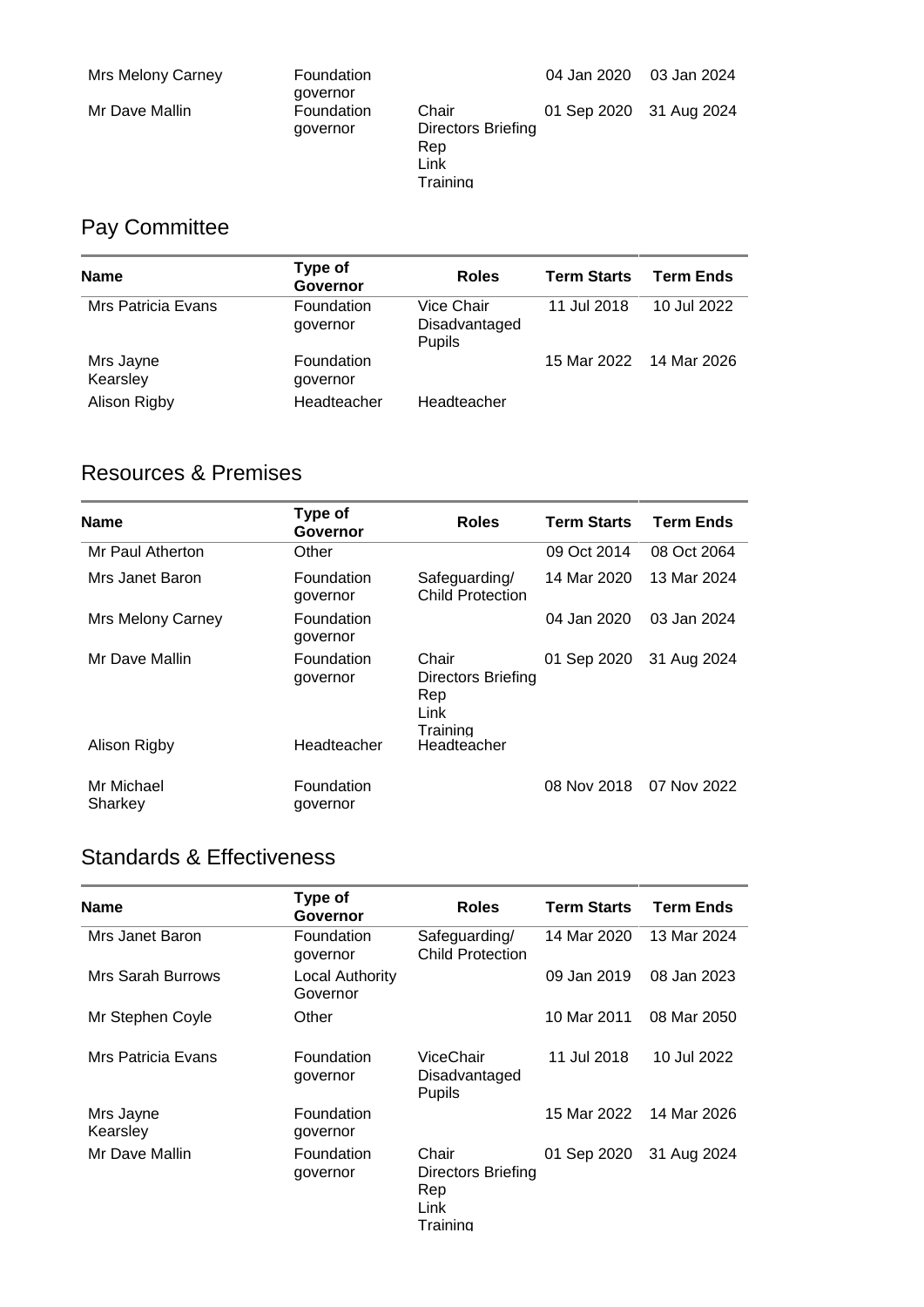| Name | Type of Governor | Roles | Term Starts | Term Ends |
|---|---|---|---|---|
| Mrs Melony Carney | Foundation governor | | 04 Jan 2020 | 03 Jan 2024 |
| Mr Dave Mallin | Foundation governor | Chair<br>Directors Briefing Rep<br>Link<br>Training | 01 Sep 2020 | 31 Aug 2024 |

## Pay Committee

| Name | Type of Governor | Roles | Term Starts | Term Ends |
|---|---|---|---|---|
| Mrs Patricia Evans | Foundation governor | Vice Chair<br>Disadvantaged Pupils | 11 Jul 2018 | 10 Jul 2022 |
| Mrs Jayne Kearsley | Foundation governor | | 15 Mar 2022 | 14 Mar 2026 |
| Alison Rigby | Headteacher | Headteacher | | |

## Resources & Premises

| Name | Type of Governor | Roles | Term Starts | Term Ends |
|---|---|---|---|---|
| Mr Paul Atherton | Other | | 09 Oct 2014 | 08 Oct 2064 |
| Mrs Janet Baron | Foundation governor | Safeguarding/ Child Protection | 14 Mar 2020 | 13 Mar 2024 |
| Mrs Melony Carney | Foundation governor | | 04 Jan 2020 | 03 Jan 2024 |
| Mr Dave Mallin | Foundation governor | Chair<br>Directors Briefing Rep<br>Link<br>Training | 01 Sep 2020 | 31 Aug 2024 |
| Alison Rigby | Headteacher | Headteacher | | |
| Mr Michael Sharkey | Foundation governor | | 08 Nov 2018 | 07 Nov 2022 |

## Standards & Effectiveness

| Name | Type of Governor | Roles | Term Starts | Term Ends |
|---|---|---|---|---|
| Mrs Janet Baron | Foundation governor | Safeguarding/ Child Protection | 14 Mar 2020 | 13 Mar 2024 |
| Mrs Sarah Burrows | Local Authority Governor | | 09 Jan 2019 | 08 Jan 2023 |
| Mr Stephen Coyle | Other | | 10 Mar 2011 | 08 Mar 2050 |
| Mrs Patricia Evans | Foundation governor | ViceChair<br>Disadvantaged Pupils | 11 Jul 2018 | 10 Jul 2022 |
| Mrs Jayne Kearsley | Foundation governor | | 15 Mar 2022 | 14 Mar 2026 |
| Mr Dave Mallin | Foundation governor | Chair<br>Directors Briefing Rep<br>Link<br>Training | 01 Sep 2020 | 31 Aug 2024 |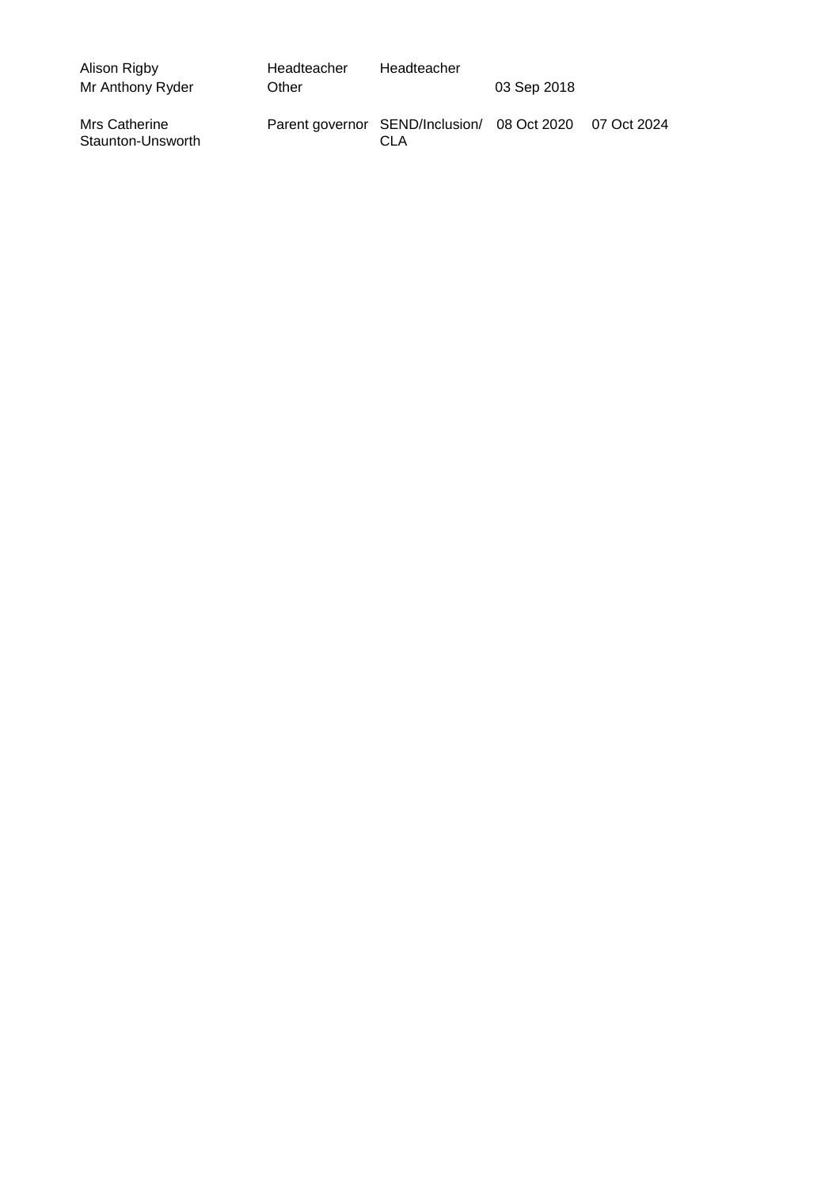| | | | | |
|---|---|---|---|---|
| Alison Rigby | Headteacher | Headteacher | | |
| Mr Anthony Ryder | Other | | 03 Sep 2018 | |
| Mrs Catherine Staunton-Unsworth | Parent governor | SEND/Inclusion/ CLA | 08 Oct 2020 | 07 Oct 2024 |